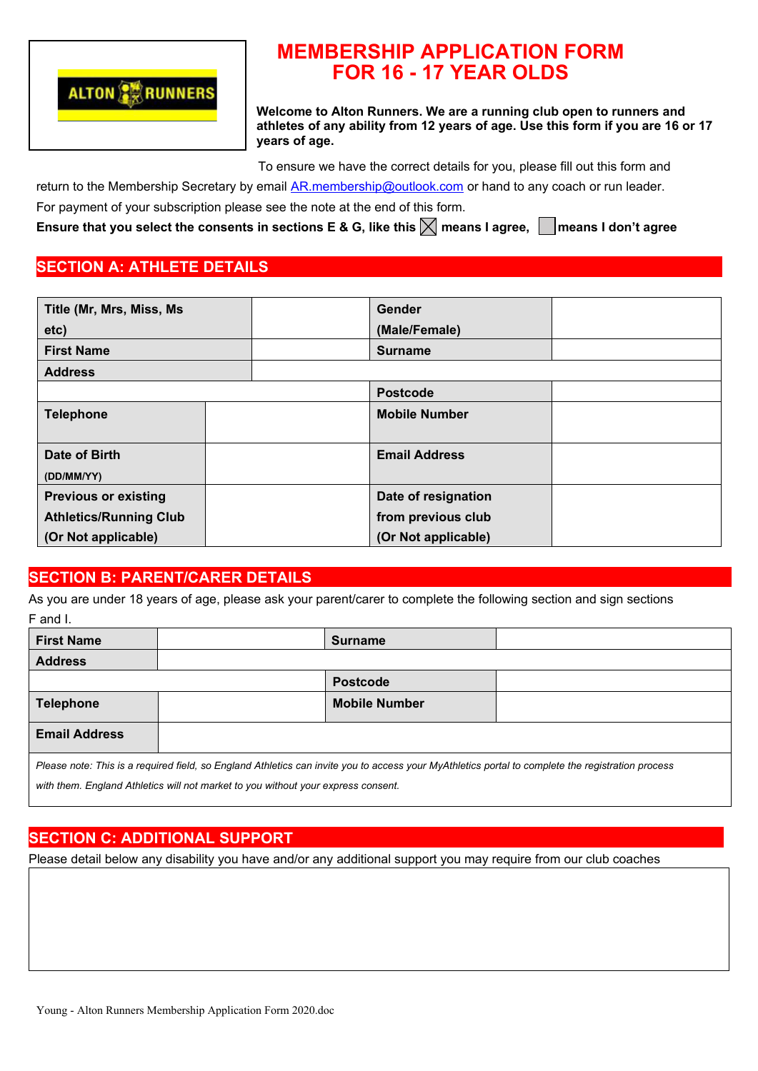# MEMBERSHIP APPLICATION FORM FOR 16 - 17 YEAR OLDS

**Welcome to Alton Runners. We are a running club open to runners and athletes of any ability from 12 years of age. Use this form if you are 16 or 17 years of age.**

To ensure we have the correct details for you, please fill out this form and return to the Membership Secretary by email AR.membership@outlook.com or hand to any coach or run leader.

For payment of your subscription please see the note at the end of this form.

**Ensure that you select the consents in sections E & G, like this ☒ means I agree, ☐ means I don't agree**

## SECTION A: ATHLETE DETAILS

| | | | |
|---|---|---|---|
| **Title (Mr, Mrs, Miss, Ms etc)** | | **Gender (Male/Female)** | |
| **First Name** | | **Surname** | |
| **Address** | | | |
| | | **Postcode** | |
| **Telephone** | | **Mobile Number** | |
| **Date of Birth** (DD/MM/YY) | | **Email Address** | |
| **Previous or existing Athletics/Running Club (Or Not applicable)** | | **Date of resignation from previous club (Or Not applicable)** | |

## SECTION B: PARENT/CARER DETAILS

As you are under 18 years of age, please ask your parent/carer to complete the following section and sign sections F and I.

| | | | |
|---|---|---|---|
| **First Name** | | **Surname** | |
| **Address** | | | |
| | | **Postcode** | |
| **Telephone** | | **Mobile Number** | |
| **Email Address** | | | |

*Please note: This is a required field, so England Athletics can invite you to access your MyAthletics portal to complete the registration process with them. England Athletics will not market to you without your express consent.*

## SECTION C: ADDITIONAL SUPPORT

Please detail below any disability you have and/or any additional support you may require from our club coaches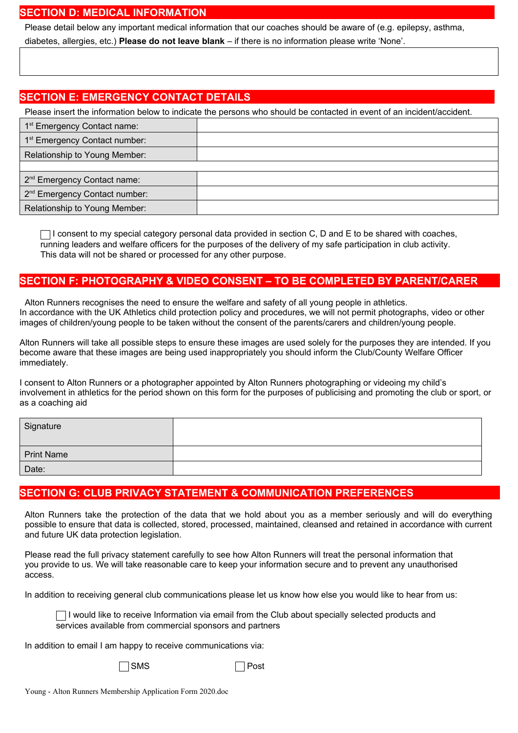## SECTION D: MEDICAL INFORMATION

Please detail below any important medical information that our coaches should be aware of (e.g. epilepsy, asthma, diabetes, allergies, etc.) **Please do not leave blank** – if there is no information please write 'None'.

| |
|---|
| |

## SECTION E: EMERGENCY CONTACT DETAILS

Please insert the information below to indicate the persons who should be contacted in event of an incident/accident.

| | |
|---|---|
| 1st Emergency Contact name: | |
| 1st Emergency Contact number: | |
| Relationship to Young Member: | |
| | |
| 2nd Emergency Contact name: | |
| 2nd Emergency Contact number: | |
| Relationship to Young Member: | |

☐ I consent to my special category personal data provided in section C, D and E to be shared with coaches, running leaders and welfare officers for the purposes of the delivery of my safe participation in club activity. This data will not be shared or processed for any other purpose.

## SECTION F: PHOTOGRAPHY & VIDEO CONSENT – TO BE COMPLETED BY PARENT/CARER

Alton Runners recognises the need to ensure the welfare and safety of all young people in athletics. In accordance with the UK Athletics child protection policy and procedures, we will not permit photographs, video or other images of children/young people to be taken without the consent of the parents/carers and children/young people.

Alton Runners will take all possible steps to ensure these images are used solely for the purposes they are intended. If you become aware that these images are being used inappropriately you should inform the Club/County Welfare Officer immediately.

I consent to Alton Runners or a photographer appointed by Alton Runners photographing or videoing my child's involvement in athletics for the period shown on this form for the purposes of publicising and promoting the club or sport, or as a coaching aid

| | |
|---|---|
| Signature | |
| Print Name | |
| Date: | |

## SECTION G: CLUB PRIVACY STATEMENT & COMMUNICATION PREFERENCES

Alton Runners take the protection of the data that we hold about you as a member seriously and will do everything possible to ensure that data is collected, stored, processed, maintained, cleansed and retained in accordance with current and future UK data protection legislation.

Please read the full privacy statement carefully to see how Alton Runners will treat the personal information that you provide to us. We will take reasonable care to keep your information secure and to prevent any unauthorised access.

In addition to receiving general club communications please let us know how else you would like to hear from us:

☐ I would like to receive Information via email from the Club about specially selected products and services available from commercial sponsors and partners

In addition to email I am happy to receive communications via:

☐ SMS ☐ Post

Young - Alton Runners Membership Application Form 2020.doc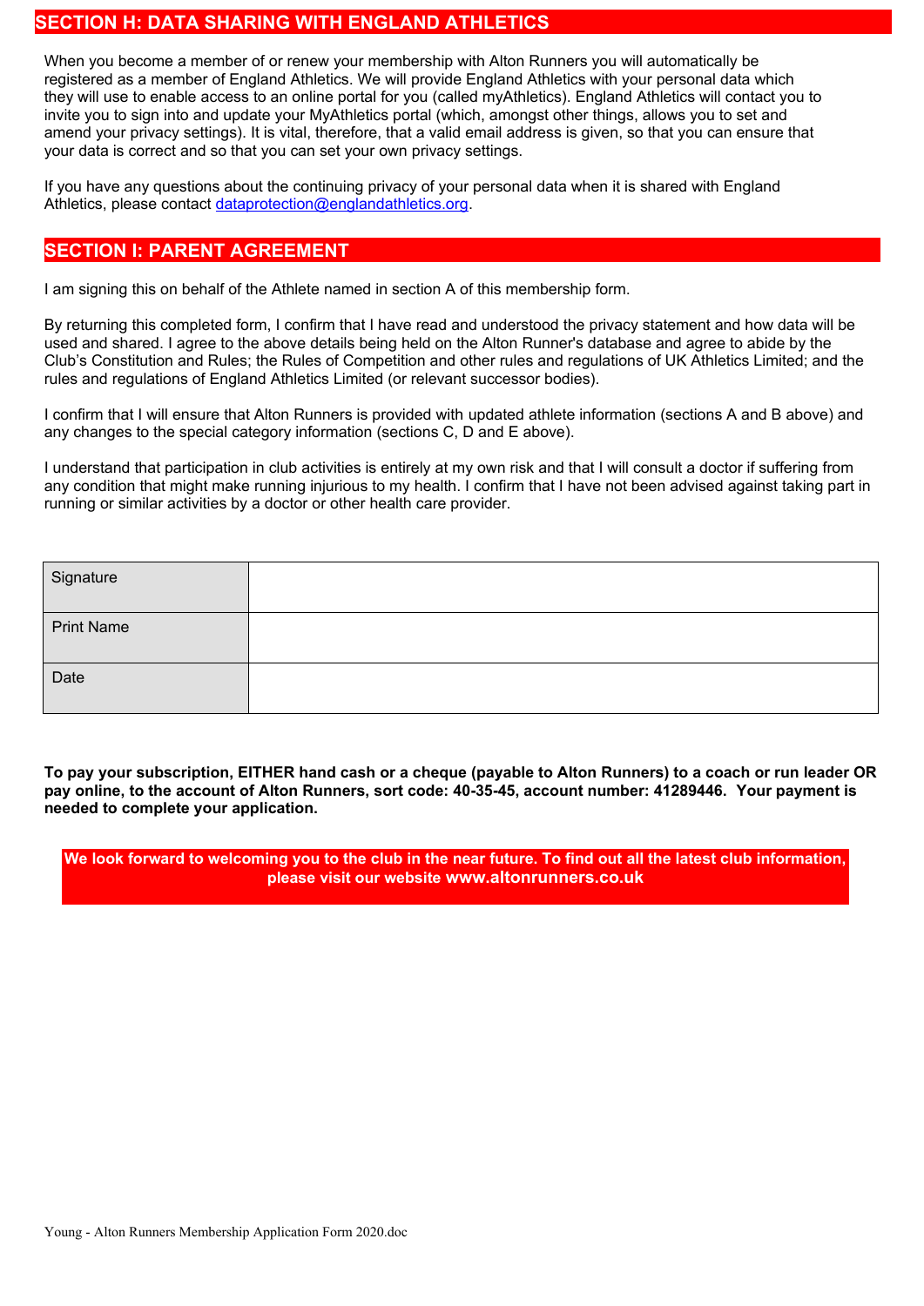## SECTION H: DATA SHARING WITH ENGLAND ATHLETICS

When you become a member of or renew your membership with Alton Runners you will automatically be registered as a member of England Athletics. We will provide England Athletics with your personal data which they will use to enable access to an online portal for you (called myAthletics). England Athletics will contact you to invite you to sign into and update your MyAthletics portal (which, amongst other things, allows you to set and amend your privacy settings). It is vital, therefore, that a valid email address is given, so that you can ensure that your data is correct and so that you can set your own privacy settings.

If you have any questions about the continuing privacy of your personal data when it is shared with England Athletics, please contact dataprotection@englandathletics.org.

## SECTION I: PARENT AGREEMENT

I am signing this on behalf of the Athlete named in section A of this membership form.

By returning this completed form, I confirm that I have read and understood the privacy statement and how data will be used and shared. I agree to the above details being held on the Alton Runner's database and agree to abide by the Club's Constitution and Rules; the Rules of Competition and other rules and regulations of UK Athletics Limited; and the rules and regulations of England Athletics Limited (or relevant successor bodies).

I confirm that I will ensure that Alton Runners is provided with updated athlete information (sections A and B above) and any changes to the special category information (sections C, D and E above).

I understand that participation in club activities is entirely at my own risk and that I will consult a doctor if suffering from any condition that might make running injurious to my health. I confirm that I have not been advised against taking part in running or similar activities by a doctor or other health care provider.

| | |
|---|---|
| Signature | |
| Print Name | |
| Date | |

**To pay your subscription, EITHER hand cash or a cheque (payable to Alton Runners) to a coach or run leader OR pay online, to the account of Alton Runners, sort code: 40-35-45, account number: 41289446. Your payment is needed to complete your application.**

**We look forward to welcoming you to the club in the near future. To find out all the latest club information, please visit our website www.altonrunners.co.uk**